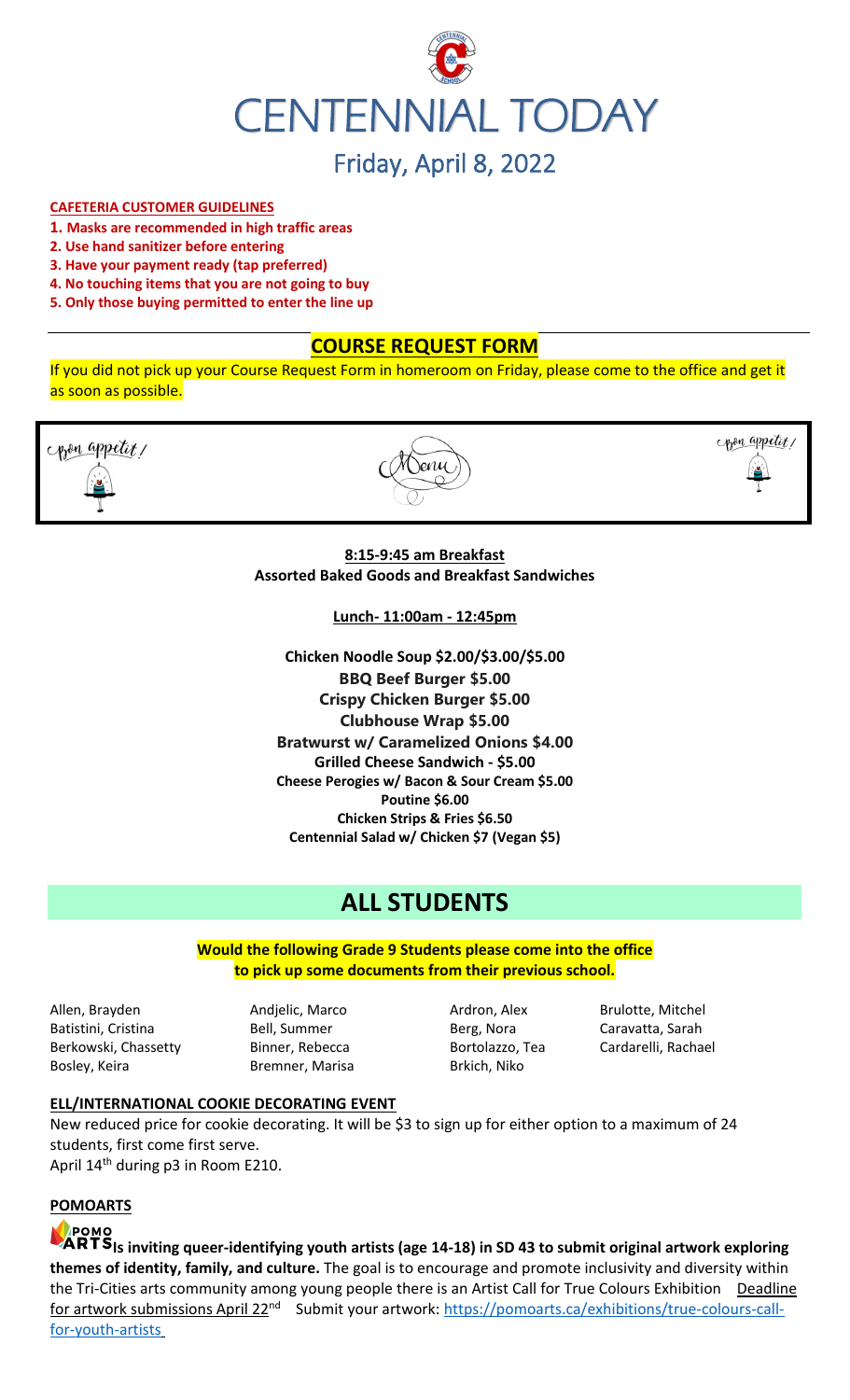# CENTENNIAL TODAY

## Friday, April 8, 2022

**CAFETERIA CUSTOMER GUIDELINES**

1. **Masks are recommended in high traffic areas**
2. **Use hand sanitizer before entering**
3. **Have your payment ready (tap preferred)**
4. **No touching items that you are not going to buy**
5. **Only those buying permitted to enter the line up**

## COURSE REQUEST FORM

If you did not pick up your Course Request Form in homeroom on Friday, please come to the office and get it as soon as possible.

Bon appetit! Menu Bon appetit!

**8:15-9:45 am Breakfast**
**Assorted Baked Goods and Breakfast Sandwiches**

**Lunch- 11:00am - 12:45pm**

**Chicken Noodle Soup $2.00/$3.00/$5.00**
**BBQ Beef Burger $5.00**
**Crispy Chicken Burger $5.00**
**Clubhouse Wrap $5.00**
**Bratwurst w/ Caramelized Onions $4.00**
**Grilled Cheese Sandwich - $5.00**
**Cheese Perogies w/ Bacon & Sour Cream $5.00**
**Poutine $6.00**
**Chicken Strips & Fries $6.50**
**Centennial Salad w/ Chicken $7 (Vegan $5)**

# ALL STUDENTS

**Would the following Grade 9 Students please come into the office to pick up some documents from their previous school.**

| | | | |
|---|---|---|---|
| Allen, Brayden | Andjelic, Marco | Ardron, Alex | Brulotte, Mitchel |
| Batistini, Cristina | Bell, Summer | Berg, Nora | Caravatta, Sarah |
| Berkowski, Chassetty | Binner, Rebecca | Bortolazzo, Tea | Cardarelli, Rachael |
| Bosley, Keira | Bremner, Marisa | Brkich, Niko | |

**ELL/INTERNATIONAL COOKIE DECORATING EVENT**

New reduced price for cookie decorating. It will be $3 to sign up for either option to a maximum of 24 students, first come first serve.
April 14th during p3 in Room E210.

**POMOARTS**

**POMO ARTS Is inviting queer-identifying youth artists (age 14-18) in SD 43 to submit original artwork exploring themes of identity, family, and culture.** The goal is to encourage and promote inclusivity and diversity within the Tri-Cities arts community among young people there is an Artist Call for True Colours Exhibition Deadline for artwork submissions April 22nd Submit your artwork: https://pomoarts.ca/exhibitions/true-colours-call-for-youth-artists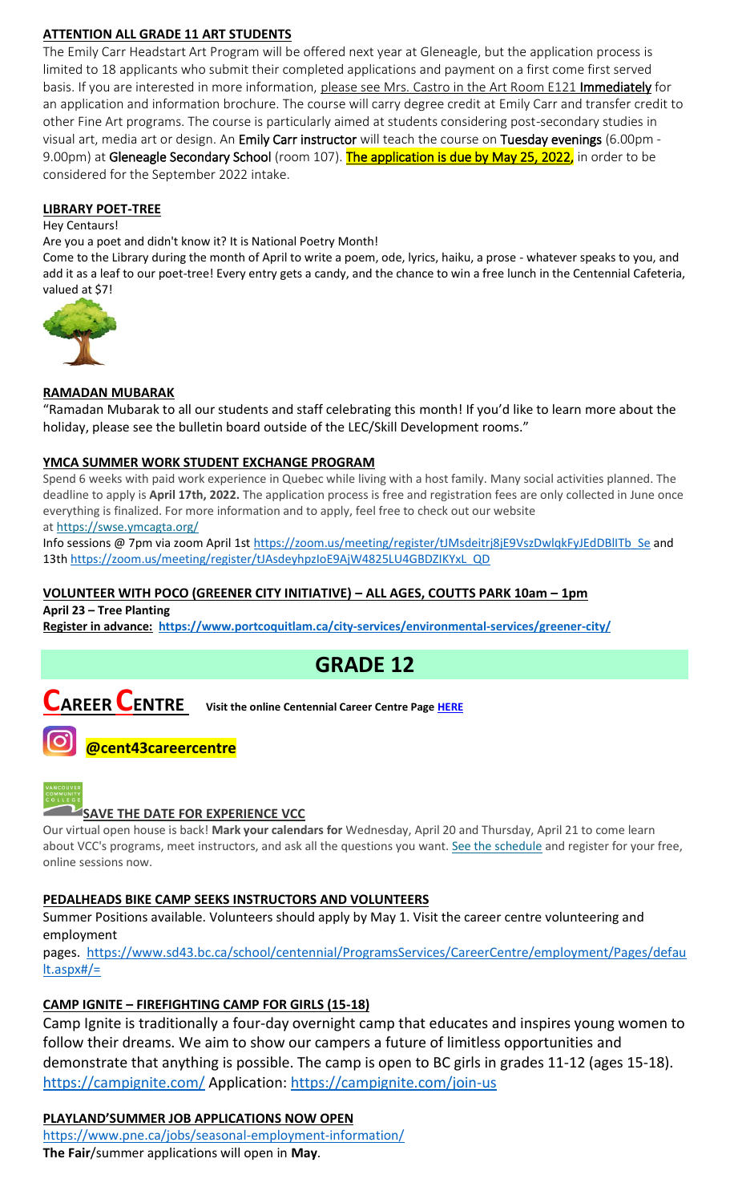**ATTENTION ALL GRADE 11 ART STUDENTS**

The Emily Carr Headstart Art Program will be offered next year at Gleneagle, but the application process is limited to 18 applicants who submit their completed applications and payment on a first come first served basis. If you are interested in more information, please see Mrs. Castro in the Art Room E121 **Immediately** for an application and information brochure. The course will carry degree credit at Emily Carr and transfer credit to other Fine Art programs. The course is particularly aimed at students considering post-secondary studies in visual art, media art or design. An Emily Carr instructor will teach the course on Tuesday evenings (6.00pm - 9.00pm) at Gleneagle Secondary School (room 107). The application is due by May 25, 2022, in order to be considered for the September 2022 intake.

**LIBRARY POET-TREE**

Hey Centaurs!

Are you a poet and didn't know it? It is National Poetry Month!

Come to the Library during the month of April to write a poem, ode, lyrics, haiku, a prose - whatever speaks to you, and add it as a leaf to our poet-tree! Every entry gets a candy, and the chance to win a free lunch in the Centennial Cafeteria, valued at $7!

**RAMADAN MUBARAK**

"Ramadan Mubarak to all our students and staff celebrating this month! If you'd like to learn more about the holiday, please see the bulletin board outside of the LEC/Skill Development rooms."

**YMCA SUMMER WORK STUDENT EXCHANGE PROGRAM**

Spend 6 weeks with paid work experience in Quebec while living with a host family. Many social activities planned. The deadline to apply is **April 17th, 2022.** The application process is free and registration fees are only collected in June once everything is finalized. For more information and to apply, feel free to check out our website at https://swse.ymcagta.org/

Info sessions @ 7pm via zoom April 1st https://zoom.us/meeting/register/tJMsdeitrj8jE9VszDwlqkFyJEdDBlITb_Se and 13th https://zoom.us/meeting/register/tJAsdeyhpzIoE9AjW4825LU4GBDZIKYxL_QD

**VOLUNTEER WITH POCO (GREENER CITY INITIATIVE) – ALL AGES, COUTTS PARK 10am – 1pm**

**April 23 – Tree Planting**

**Register in advance: https://www.portcoquitlam.ca/city-services/environmental-services/greener-city/**

# GRADE 12

## CAREER CENTRE

**Visit the online Centennial Career Centre Page HERE**

**@cent43careercentre**

**SAVE THE DATE FOR EXPERIENCE VCC**

Our virtual open house is back! **Mark your calendars for** Wednesday, April 20 and Thursday, April 21 to come learn about VCC's programs, meet instructors, and ask all the questions you want. See the schedule and register for your free, online sessions now.

**PEDALHEADS BIKE CAMP SEEKS INSTRUCTORS AND VOLUNTEERS**

Summer Positions available. Volunteers should apply by May 1. Visit the career centre volunteering and employment pages. https://www.sd43.bc.ca/school/centennial/ProgramsServices/CareerCentre/employment/Pages/default.aspx#/=

**CAMP IGNITE – FIREFIGHTING CAMP FOR GIRLS (15-18)**

Camp Ignite is traditionally a four-day overnight camp that educates and inspires young women to follow their dreams. We aim to show our campers a future of limitless opportunities and demonstrate that anything is possible. The camp is open to BC girls in grades 11-12 (ages 15-18). https://campignite.com/ Application: https://campignite.com/join-us

**PLAYLAND'SUMMER JOB APPLICATIONS NOW OPEN**

https://www.pne.ca/jobs/seasonal-employment-information/

**The Fair**/summer applications will open in **May**.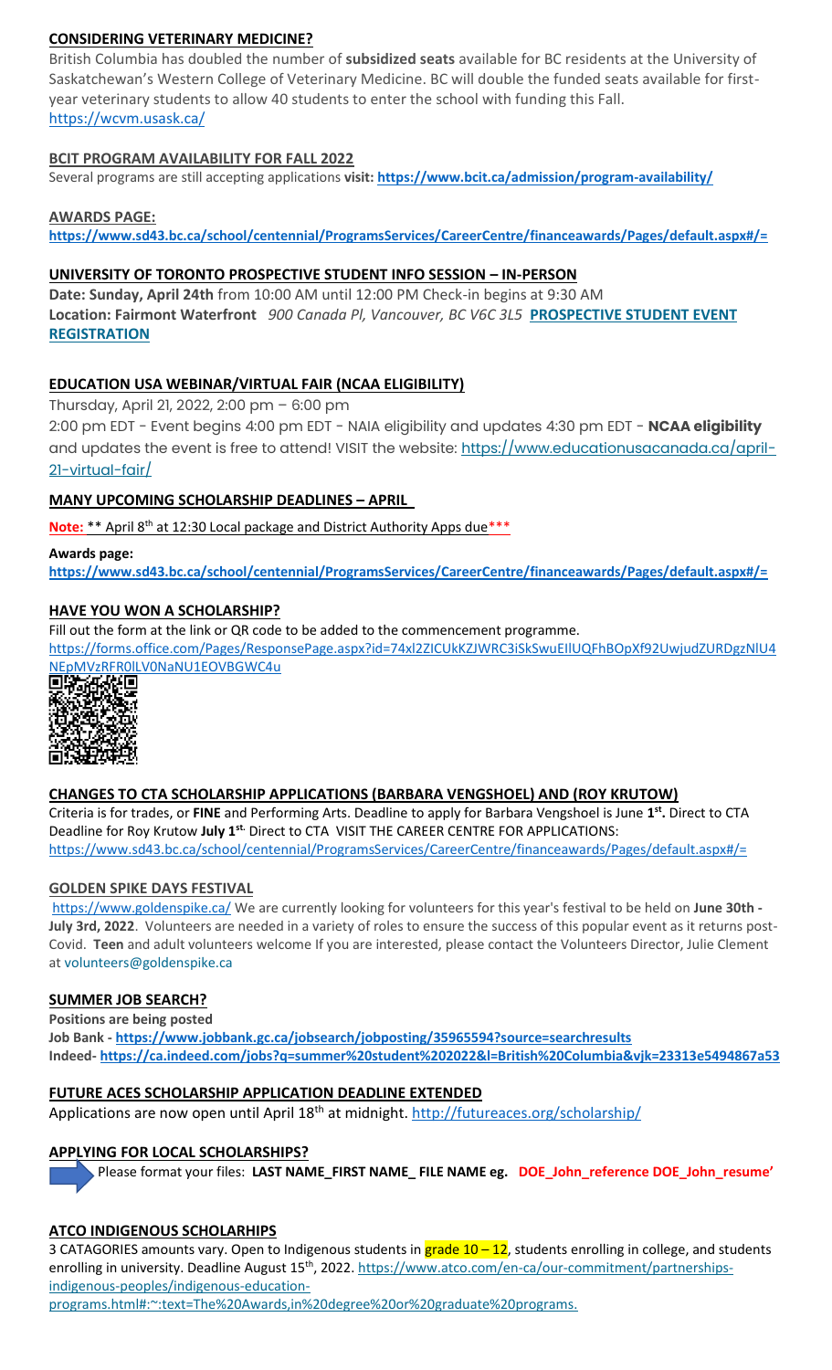**CONSIDERING VETERINARY MEDICINE?**

British Columbia has doubled the number of **subsidized seats** available for BC residents at the University of Saskatchewan's Western College of Veterinary Medicine. BC will double the funded seats available for first-year veterinary students to allow 40 students to enter the school with funding this Fall.
https://wcvm.usask.ca/

**BCIT PROGRAM AVAILABILITY FOR FALL 2022**

Several programs are still accepting applications **visit: https://www.bcit.ca/admission/program-availability/**

**AWARDS PAGE:**
**https://www.sd43.bc.ca/school/centennial/ProgramsServices/CareerCentre/financeawards/Pages/default.aspx#/=**

**UNIVERSITY OF TORONTO PROSPECTIVE STUDENT INFO SESSION – IN-PERSON**

**Date: Sunday, April 24th** from 10:00 AM until 12:00 PM Check-in begins at 9:30 AM
**Location: Fairmont Waterfront** *900 Canada Pl, Vancouver, BC V6C 3L5* **PROSPECTIVE STUDENT EVENT REGISTRATION**

**EDUCATION USA WEBINAR/VIRTUAL FAIR (NCAA ELIGIBILITY)**

Thursday, April 21, 2022, 2:00 pm – 6:00 pm
2:00 pm EDT - Event begins 4:00 pm EDT - NAIA eligibility and updates 4:30 pm EDT - **NCAA eligibility** and updates the event is free to attend! VISIT the website: https://www.educationusacanada.ca/april-21-virtual-fair/

**MANY UPCOMING SCHOLARSHIP DEADLINES – APRIL**

**Note:** ** April 8th at 12:30 Local package and District Authority Apps due***

**Awards page:**
**https://www.sd43.bc.ca/school/centennial/ProgramsServices/CareerCentre/financeawards/Pages/default.aspx#/=**

**HAVE YOU WON A SCHOLARSHIP?**

Fill out the form at the link or QR code to be added to the commencement programme.
https://forms.office.com/Pages/ResponsePage.aspx?id=74xl2ZICUkKZJWRC3iSkSwuEIlUQFhBOpXf92UwjudZURDgzNlU4NEpMVzRFR0lLV0NaNU1EOVBGWC4u

**CHANGES TO CTA SCHOLARSHIP APPLICATIONS (BARBARA VENGSHOEL) AND (ROY KRUTOW)**

Criteria is for trades, or **FINE** and Performing Arts. Deadline to apply for Barbara Vengshoel is June **1st.** Direct to CTA Deadline for Roy Krutow **July 1st.** Direct to CTA VISIT THE CAREER CENTRE FOR APPLICATIONS:
https://www.sd43.bc.ca/school/centennial/ProgramsServices/CareerCentre/financeawards/Pages/default.aspx#/=

**GOLDEN SPIKE DAYS FESTIVAL**

https://www.goldenspike.ca/ We are currently looking for volunteers for this year's festival to be held on **June 30th - July 3rd, 2022**. Volunteers are needed in a variety of roles to ensure the success of this popular event as it returns post-Covid. **Teen** and adult volunteers welcome If you are interested, please contact the Volunteers Director, Julie Clement at volunteers@goldenspike.ca

**SUMMER JOB SEARCH?**

**Positions are being posted**
**Job Bank - https://www.jobbank.gc.ca/jobsearch/jobposting/35965594?source=searchresults**
**Indeed- https://ca.indeed.com/jobs?q=summer%20student%202022&l=British%20Columbia&vjk=23313e5494867a53**

**FUTURE ACES SCHOLARSHIP APPLICATION DEADLINE EXTENDED**

Applications are now open until April 18th at midnight. http://futureaces.org/scholarship/

**APPLYING FOR LOCAL SCHOLARSHIPS?**

Please format your files: **LAST NAME_FIRST NAME_ FILE NAME eg. DOE_John_reference DOE_John_resume'**

**ATCO INDIGENOUS SCHOLARHIPS**

3 CATAGORIES amounts vary. Open to Indigenous students in grade 10 – 12, students enrolling in college, and students enrolling in university. Deadline August 15th, 2022. https://www.atco.com/en-ca/our-commitment/partnerships-indigenous-peoples/indigenous-education-programs.html#:~:text=The%20Awards,in%20degree%20or%20graduate%20programs.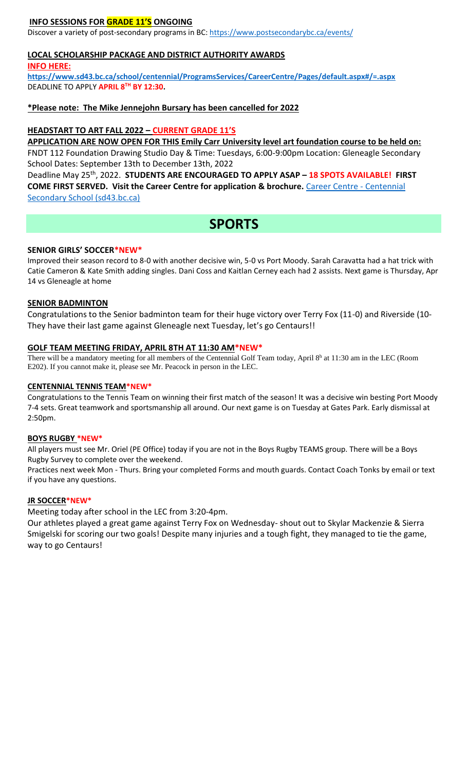**INFO SESSIONS FOR GRADE 11'S ONGOING**

Discover a variety of post-secondary programs in BC: https://www.postsecondarybc.ca/events/

**LOCAL SCHOLARSHIP PACKAGE AND DISTRICT AUTHORITY AWARDS**

**INFO HERE:**

**https://www.sd43.bc.ca/school/centennial/ProgramsServices/CareerCentre/Pages/default.aspx#/=.aspx**
DEADLINE TO APPLY **APRIL 8TH BY 12:30.**

**\*Please note: The Mike Jennejohn Bursary has been cancelled for 2022**

**HEADSTART TO ART FALL 2022 – CURRENT GRADE 11'S**

**APPLICATION ARE NOW OPEN FOR THIS Emily Carr University level art foundation course to be held on:** FNDT 112 Foundation Drawing Studio Day & Time: Tuesdays, 6:00-9:00pm Location: Gleneagle Secondary School Dates: September 13th to December 13th, 2022

Deadline May 25th, 2022. **STUDENTS ARE ENCOURAGED TO APPLY ASAP – 18 SPOTS AVAILABLE! FIRST COME FIRST SERVED. Visit the Career Centre for application & brochure.** Career Centre - Centennial Secondary School (sd43.bc.ca)

# SPORTS

**SENIOR GIRLS' SOCCER\*NEW\***

Improved their season record to 8-0 with another decisive win, 5-0 vs Port Moody. Sarah Caravatta had a hat trick with Catie Cameron & Kate Smith adding singles. Dani Coss and Kaitlan Cerney each had 2 assists. Next game is Thursday, Apr 14 vs Gleneagle at home

**SENIOR BADMINTON**

Congratulations to the Senior badminton team for their huge victory over Terry Fox (11-0) and Riverside (10- They have their last game against Gleneagle next Tuesday, let's go Centaurs!!

**GOLF TEAM MEETING FRIDAY, APRIL 8TH AT 11:30 AM\*NEW\***

There will be a mandatory meeting for all members of the Centennial Golf Team today, April 8h at 11:30 am in the LEC (Room E202). If you cannot make it, please see Mr. Peacock in person in the LEC.

**CENTENNIAL TENNIS TEAM\*NEW\***

Congratulations to the Tennis Team on winning their first match of the season! It was a decisive win besting Port Moody 7-4 sets. Great teamwork and sportsmanship all around. Our next game is on Tuesday at Gates Park. Early dismissal at 2:50pm.

**BOYS RUGBY \*NEW\***

All players must see Mr. Oriel (PE Office) today if you are not in the Boys Rugby TEAMS group. There will be a Boys Rugby Survey to complete over the weekend.

Practices next week Mon - Thurs. Bring your completed Forms and mouth guards. Contact Coach Tonks by email or text if you have any questions.

**JR SOCCER\*NEW\***

Meeting today after school in the LEC from 3:20-4pm.

Our athletes played a great game against Terry Fox on Wednesday- shout out to Skylar Mackenzie & Sierra Smigelski for scoring our two goals! Despite many injuries and a tough fight, they managed to tie the game, way to go Centaurs!